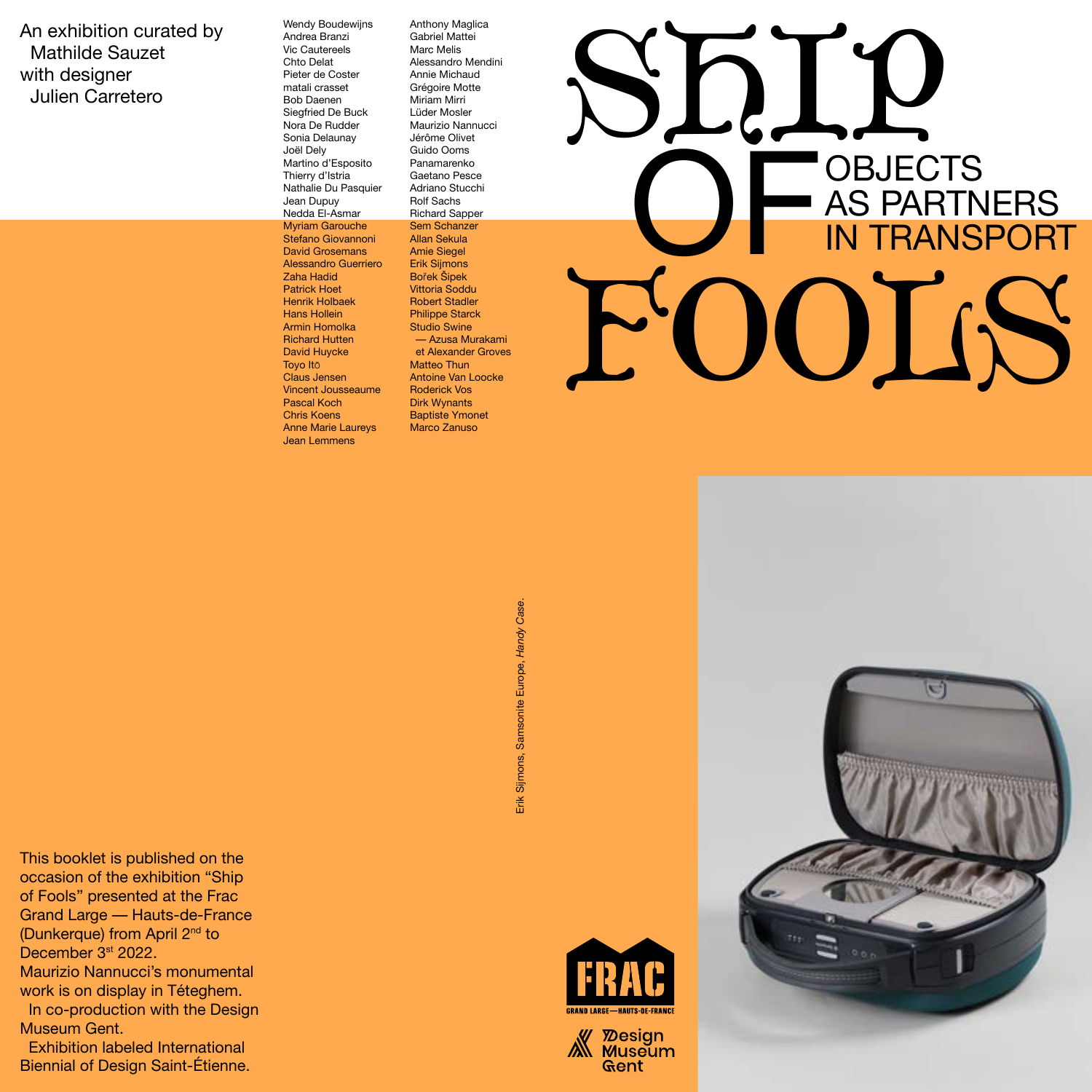An exhibition curated by
Mathilde Sauzet
with designer
Julien Carretero

Wendy Boudewijns
Andrea Branzi
Vic Cautereels
Chto Delat
Pieter de Coster
matali crasset
Bob Daenen
Siegfried De Buck
Nora De Rudder
Sonia Delaunay
Joël Dely
Martino d'Esposito
Thierry d'Istria
Nathalie Du Pasquier
Jean Dupuy
Nedda El-Asmar
Myriam Garouche
Stefano Giovannoni
David Grosemans
Alessandro Guerriero
Zaha Hadid
Patrick Hoet
Henrik Holbaek
Hans Hollein
Armin Homolka
Richard Hutten
David Huycke
Toyo Itō
Claus Jensen
Vincent Jousseaume
Pascal Koch
Chris Koens
Anne Marie Laureys
Jean Lemmens
Anthony Maglica
Gabriel Mattei
Marc Melis
Alessandro Mendini
Annie Michaud
Grégoire Motte
Miriam Mirri
Lüder Mosler
Maurizio Nannucci
Jérôme Olivet
Guido Ooms
Panamarenko
Gaetano Pesce
Adriano Stucchi
Rolf Sachs
Richard Sapper
Sem Schanzer
Allan Sekula
Amie Siegel
Erik Sijmons
Bořek Šipek
Vittoria Soddu
Robert Stadler
Philippe Starck
Studio Swine
— Azusa Murakami
et Alexander Groves
Matteo Thun
Antoine Van Loocke
Roderick Vos
Dirk Wynants
Baptiste Ymonet
Marco Zanuso

# SHIP OF FOOLS

## OBJECTS AS PARTNERS IN TRANSPORT

Erik Sijmons, Samsonite Europe, *Handy Case.*

This booklet is published on the occasion of the exhibition "Ship of Fools" presented at the Frac Grand Large — Hauts-de-France (Dunkerque) from April 2nd to December 3st 2022.
Maurizio Nannucci's monumental work is on display in Téteghem.
In co-production with the Design Museum Gent.
Exhibition labeled International Biennial of Design Saint-Étienne.

FRAC GRAND LARGE — HAUTS-DE-FRANCE

Design Museum Gent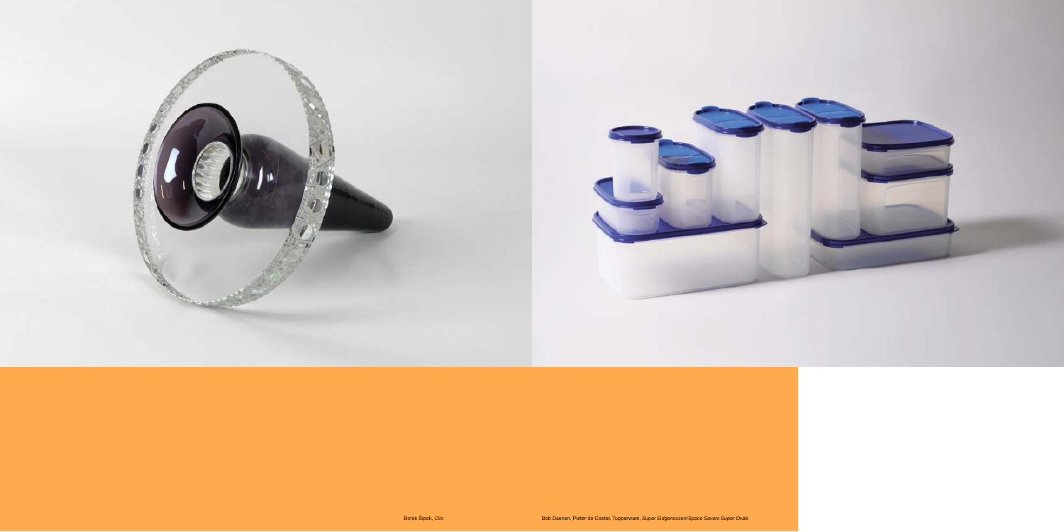Bořek Šípek, *Clio*

Bob Daenen, Pieter de Coster, Tupperware, *Super Eidgenossen/Space Savers Super Ovals*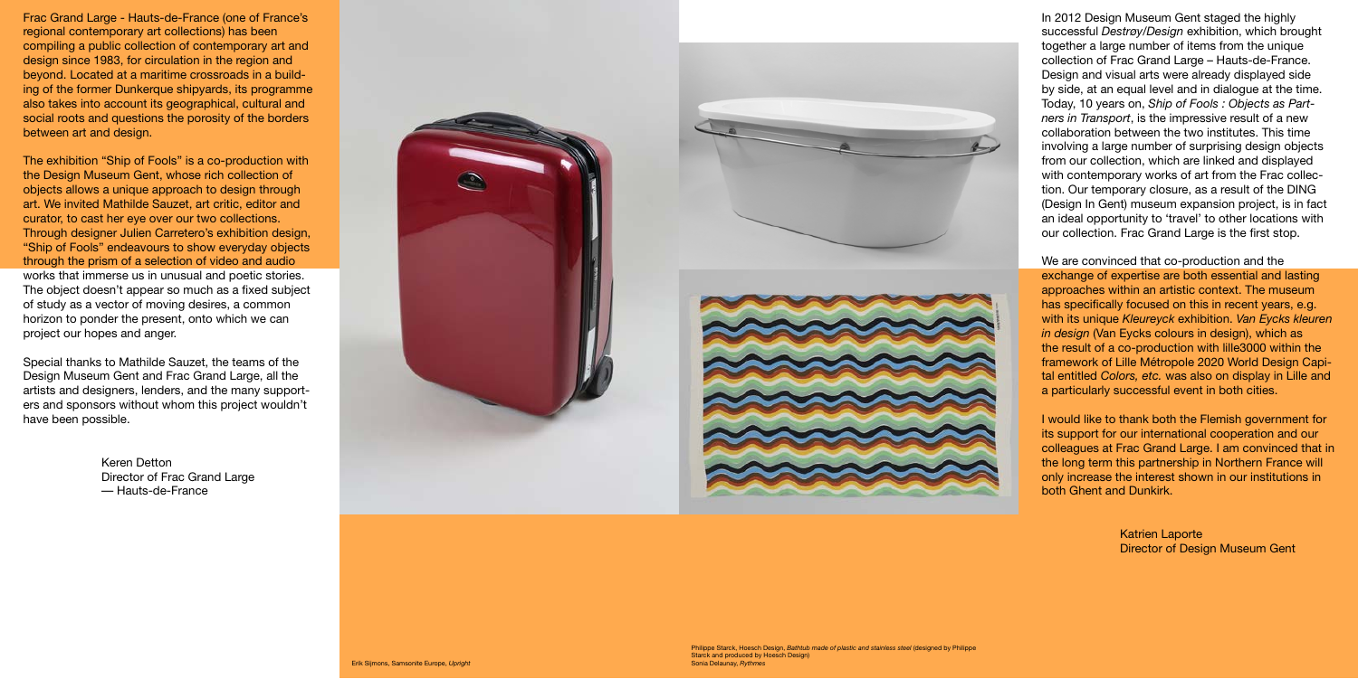Frac Grand Large - Hauts-de-France (one of France's regional contemporary art collections) has been compiling a public collection of contemporary art and design since 1983, for circulation in the region and beyond. Located at a maritime crossroads in a building of the former Dunkerque shipyards, its programme also takes into account its geographical, cultural and social roots and questions the porosity of the borders between art and design.

The exhibition "Ship of Fools" is a co-production with the Design Museum Gent, whose rich collection of objects allows a unique approach to design through art. We invited Mathilde Sauzet, art critic, editor and curator, to cast her eye over our two collections. Through designer Julien Carretero's exhibition design, "Ship of Fools" endeavours to show everyday objects through the prism of a selection of video and audio works that immerse us in unusual and poetic stories. The object doesn't appear so much as a fixed subject of study as a vector of moving desires, a common horizon to ponder the present, onto which we can project our hopes and anger.

Special thanks to Mathilde Sauzet, the teams of the Design Museum Gent and Frac Grand Large, all the artists and designers, lenders, and the many supporters and sponsors without whom this project wouldn't have been possible.

Keren Detton
Director of Frac Grand Large
— Hauts-de-France

Erik Sijmons, Samsonite Europe, *Upright*

Philippe Starck, Hoesch Design, *Bathtub made of plastic and stainless steel* (designed by Philippe Starck and produced by Hoesch Design)
Sonia Delaunay, *Rythmes*

In 2012 Design Museum Gent staged the highly successful *Destrøy/Design* exhibition, which brought together a large number of items from the unique collection of Frac Grand Large – Hauts-de-France. Design and visual arts were already displayed side by side, at an equal level and in dialogue at the time. Today, 10 years on, *Ship of Fools : Objects as Partners in Transport*, is the impressive result of a new collaboration between the two institutes. This time involving a large number of surprising design objects from our collection, which are linked and displayed with contemporary works of art from the Frac collection. Our temporary closure, as a result of the DING (Design In Gent) museum expansion project, is in fact an ideal opportunity to 'travel' to other locations with our collection. Frac Grand Large is the first stop.

We are convinced that co-production and the exchange of expertise are both essential and lasting approaches within an artistic context. The museum has specifically focused on this in recent years, e.g. with its unique *Kleureyck* exhibition. *Van Eycks kleuren in design* (Van Eycks colours in design), which as the result of a co-production with lille3000 within the framework of Lille Métropole 2020 World Design Capital entitled *Colors, etc.* was also on display in Lille and a particularly successful event in both cities.

I would like to thank both the Flemish government for its support for our international cooperation and our colleagues at Frac Grand Large. I am convinced that in the long term this partnership in Northern France will only increase the interest shown in our institutions in both Ghent and Dunkirk.

Katrien Laporte
Director of Design Museum Gent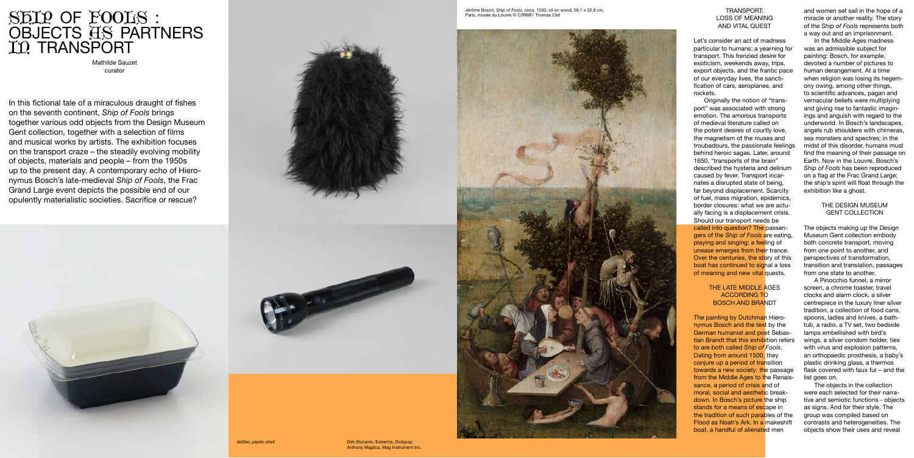# Ship of Fools : Objects as Partners in Transport

Mathilde Sauzet
curator

In this fictional tale of a miraculous draught of fishes on the seventh continent, *Ship of Fools* brings together various odd objects from the Design Museum Gent collection, together with a selection of films and musical works by artists. The exhibition focuses on the transport craze – the steadily evolving mobility of objects, materials and people – from the 1950s up to the present day. A contemporary echo of Hieronymus Bosch's late-medieval *Ship of Fools*, the Frac Grand Large event depicts the possible end of our opulently materialistic societies. Sacrifice or rescue?

deSter, *plastic shell*

Dirk Wynants /Extremis, *Dollypop*
Anthony Maglica, Mag Instrument Inc.

Jérôme Bosch, *Ship of Fools*, circa. 1500, oil on wood, 58,1 x 32,8 cm, Paris, musée du Louvre © C2RMF/ Thomas Clot

## Transport: Loss of Meaning and Vital Quest

Let's consider an act of madness particular to humans: a yearning for transport. This frenzied desire for exoticism, weekends away, trips, export objects, and the frantic pace of our everyday lives, the sanctification of cars, aeroplanes, and rockets.

Originally the notion of "transport" was associated with strong emotion. The amorous transports of medieval literature called on the potent desires of courtly love, the magnetism of the muses and troubadours, the passionate feelings behind heroic sagas. Later, around 1650, "transports of the brain" described the hysteria and delirium caused by fever. Transport incarnates a disrupted state of being, far beyond displacement. Scarcity of fuel, mass migration, epidemics, border closures: what we are actually facing is a displacement crisis. Should our transport needs be called into question? The passengers of the *Ship of Fools* are eating, playing and singing; a feeling of unease emerges from their trance. Over the centuries, the story of this boat has continued to signal a loss of meaning and new vital quests.

## The Late Middle Ages According to Bosch and Brandt

The painting by Dutchman Hieronymus Bosch and the text by the German humanist and poet Sebastian Brandt that this exhibition refers to are both called *Ship of Fools*. Dating from around 1500, they conjure up a period of transition towards a new society: the passage from the Middle Ages to the Renaissance, a period of crisis and of moral, social and aesthetic breakdown. In Bosch's picture the ship stands for a means of escape in the tradition of such parables of the Flood as Noah's Ark. In a makeshift boat, a handful of alienated men and women set sail in the hope of a miracle or another reality. The story of the *Ship of Fools* represents both a way out and an imprisonment.

In the Middle Ages madness was an admissible subject for painting: Bosch, for example, devoted a number of pictures to human derangement. At a time when religion was losing its hegemony owing, among other things, to scientific advances, pagan and vernacular beliefs were multiplying and giving rise to fantastic imaginings and anguish with regard to the underworld. In Bosch's landscapes, angels rub shoulders with chimeras, sea monsters and spectres; in the midst of this disorder, humans must find the meaning of their passage on Earth. Now in the Louvre, Bosch's *Ship of Fools* has been reproduced on a flag at the Frac Grand Large; the ship's spirit will float through the exhibition like a ghost.

## The Design Museum Gent Collection

The objects making up the Design Museum Gent collection embody both concrete transport, moving from one point to another, and perspectives of transformation, transition and translation, passages from one state to another.

A Pinocchio funnel, a mirror screen, a chrome toaster, travel clocks and alarm clock, a silver centrepiece in the luxury liner silver tradition, a collection of food cans, spoons, ladles and knives, a bathtub, a radio, a TV set, two bedside lamps embellished with bird's wings, a silver condom holder, ties with virus and explosion patterns, an orthopaedic prosthesis, a baby's plastic drinking glass, a thermos flask covered with faux fur – and the list goes on.

The objects in the collection were each selected for their narrative and semiotic functions - objects as signs. And for their style. The group was compiled based on contrasts and heterogeneities. The objects show their uses and reveal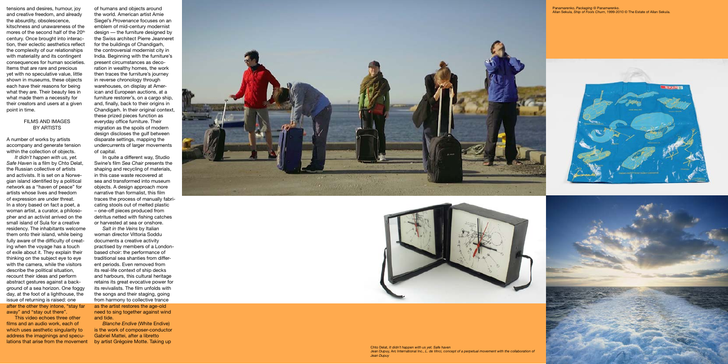tensions and desires, humour, joy and creative freedom, and already the absurdity, obsolescence, kitschness and unawareness of the mores of the second half of the 20th century. Once brought into interaction, their eclectic aesthetics reflect the complexity of our relationships with materiality and its contingent consequences for human societies. Items that are rare and precious yet with no speculative value, little shown in museums, these objects each have their reasons for being what they are. Their beauty lies in what made them a necessity for their creators and users at a given point in time.

## FILMS AND IMAGES BY ARTISTS

A number of works by artists accompany and generate tension within the collection of objects.

*It didn't happen with us, yet. Safe Haven* is a film by Chto Delat, the Russian collective of artists and activists. It is set on a Norwegian island identified by a political network as a "haven of peace" for artists whose lives and freedom of expression are under threat. In a story based on fact a poet, a woman artist, a curator, a philosopher and an activist arrived on the small island of Sula for a creative residency. The inhabitants welcome them onto their island, while being fully aware of the difficulty of creating when the voyage has a touch of exile about it. They explain their thinking on the subject eye to eye with the camera, while the visitors describe the political situation, recount their ideas and perform abstract gestures against a background of a sea horizon. One foggy day, at the foot of a lighthouse, the issue of returning is raised: one after the other they intone, "stay far away" and "stay out there".

This video echoes three other films and an audio work, each of which uses aesthetic singularity to address the imaginings and speculations that arise from the movement of humans and objects around the world. American artist Amie Siegel's *Provenance* focuses on an emblem of mid-century modernist design — the furniture designed by the Swiss architect Pierre Jeanneret for the buildings of Chandigarh, the controversial modernist city in India. Beginning with the furniture's present circumstances as decoration in wealthy homes, the work then traces the furniture's journey in reverse chronology through warehouses, on display at American and European auctions, at a furniture restorer's, on a cargo ship, and, finally, back to their origins in Chandigarh. In their original context, these prized pieces function as everyday office furniture. Their migration as the spoils of modern design discloses the gulf between disparate settings, mapping the undercurrents of larger movements of capital.

In quite a different way, Studio Swine's film *Sea Chair* presents the shaping and recycling of materials, in this case waste recovered at sea and transformed into museum objects. A design approach more narrative than formalist, this film traces the process of manually fabricating stools out of melted plastic – one-off pieces produced from detritus netted with fishing catches or harvested at sea or onshore.

*Salt in the Veins* by Italian woman director Vittoria Soddu documents a creative activity practised by members of a London-based choir: the performance of traditional sea shanties from different periods. Even removed from its real-life context of ship decks and harbours, this cultural heritage retains its great evocative power for its revivalists. The film unfolds with the songs and their staging, going from harmony to collective trance as the artist restores the age-old need to sing together against wind and tide.

*Blanche Endive* (White Endive) is the work of composer-conductor Gabriel Mattei, after a libretto by artist Grégoire Motte. Taking up

Panamarenko, *Packaging* © Panamarenko.
Allan Sekula, *Ship of Fools Churn*, 1999-2010 © The Estate of Allan Sekula.

Chto Delat, *It didn't happen with us yet. Safe haven*
Jean Dupuy, Arc International Inc., *L. de Vinci, concept of a perpetual movement with the collaboration of Jean Dupuy*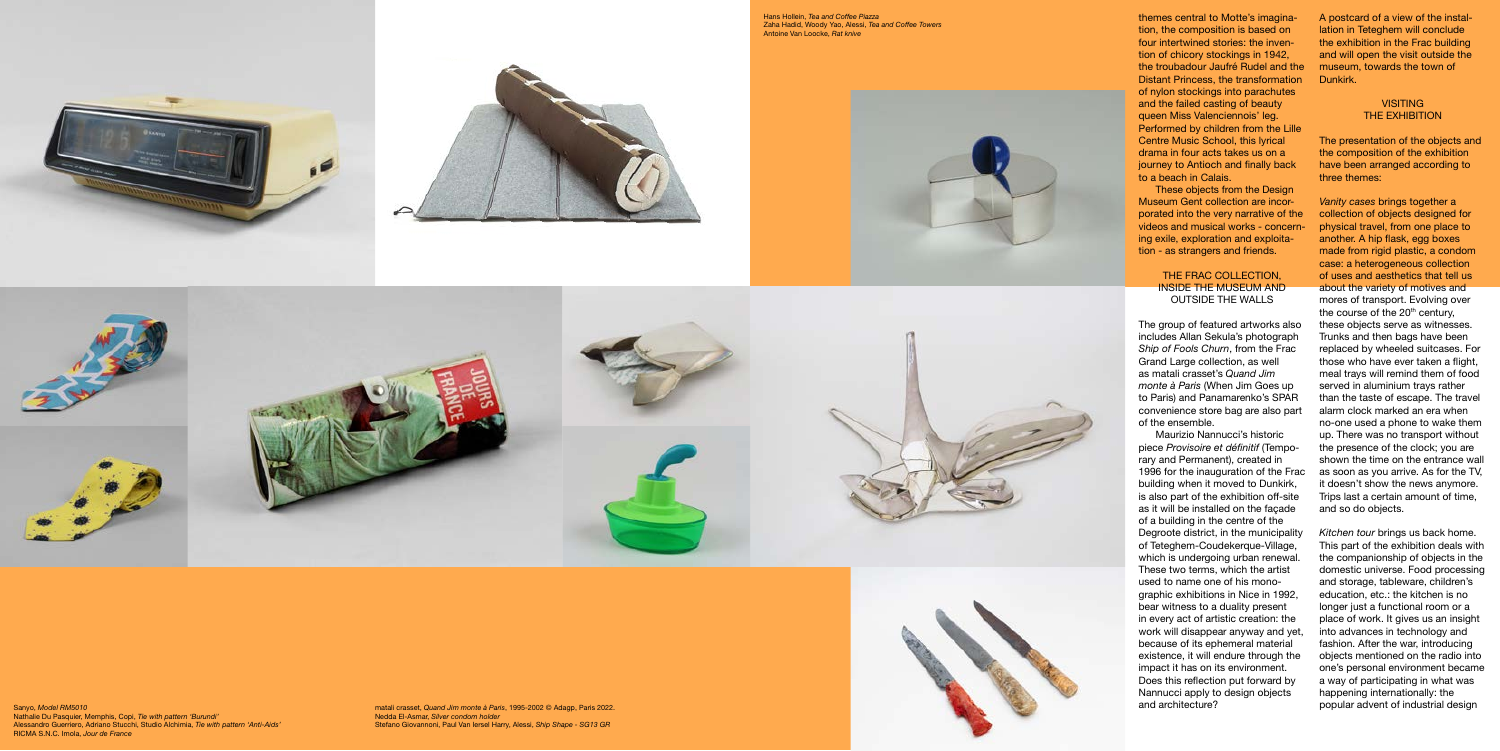Hans Hollein, *Tea and Coffee Piazza*
Zaha Hadid, Woody Yao, Alessi, *Tea and Coffee Towers*
Antoine Van Loocke, *Rat knive*

Sanyo, *Model RM5010*
Nathalie Du Pasquier, Memphis, Copi, *Tie with pattern 'Burundi'*
Alessandro Guerriero, Adriano Stucchi, Studio Alchimia, *Tie with pattern 'Anti-Aids'*
RICMA S.N.C. Imola, *Jour de France*

matali crasset, *Quand Jim monte à Paris*, 1995-2002 © Adagp, Paris 2022.
Nedda El-Asmar, *Silver condom holder*
Stefano Giovannoni, Paul Van Iersel Harry, Alessi, *Ship Shape - SG13 GR*

themes central to Motte's imagination, the composition is based on four intertwined stories: the invention of chicory stockings in 1942, the troubadour Jaufré Rudel and the Distant Princess, the transformation of nylon stockings into parachutes and the failed casting of beauty queen Miss Valenciennois' leg. Performed by children from the Lille Centre Music School, this lyrical drama in four acts takes us on a journey to Antioch and finally back to a beach in Calais.

These objects from the Design Museum Gent collection are incorporated into the very narrative of the videos and musical works - concerning exile, exploration and exploitation - as strangers and friends.

## THE FRAC COLLECTION, INSIDE THE MUSEUM AND OUTSIDE THE WALLS

The group of featured artworks also includes Allan Sekula's photograph *Ship of Fools Churn*, from the Frac Grand Large collection, as well as matali crasset's *Quand Jim monte à Paris* (When Jim Goes up to Paris) and Panamarenko's SPAR convenience store bag are also part of the ensemble.

Maurizio Nannucci's historic piece *Provisoire et définitif* (Temporary and Permanent), created in 1996 for the inauguration of the Frac building when it moved to Dunkirk, is also part of the exhibition off-site as it will be installed on the façade of a building in the centre of the Degroote district, in the municipality of Teteghem-Coudekerque-Village, which is undergoing urban renewal. These two terms, which the artist used to name one of his monographic exhibitions in Nice in 1992, bear witness to a duality present in every act of artistic creation: the work will disappear anyway and yet, because of its ephemeral material existence, it will endure through the impact it has on its environment. Does this reflection put forward by Nannucci apply to design objects and architecture?

A postcard of a view of the installation in Teteghem will conclude the exhibition in the Frac building and will open the visit outside the museum, towards the town of Dunkirk.

## VISITING THE EXHIBITION

The presentation of the objects and the composition of the exhibition have been arranged according to three themes:

*Vanity cases* brings together a collection of objects designed for physical travel, from one place to another. A hip flask, egg boxes made from rigid plastic, a condom case: a heterogeneous collection of uses and aesthetics that tell us about the variety of motives and mores of transport. Evolving over the course of the 20th century, these objects serve as witnesses. Trunks and then bags have been replaced by wheeled suitcases. For those who have ever taken a flight, meal trays will remind them of food served in aluminium trays rather than the taste of escape. The travel alarm clock marked an era when no-one used a phone to wake them up. There was no transport without the presence of the clock; you are shown the time on the entrance wall as soon as you arrive. As for the TV, it doesn't show the news anymore. Trips last a certain amount of time, and so do objects.

*Kitchen tour* brings us back home. This part of the exhibition deals with the companionship of objects in the domestic universe. Food processing and storage, tableware, children's education, etc.: the kitchen is no longer just a functional room or a place of work. It gives us an insight into advances in technology and fashion. After the war, introducing objects mentioned on the radio into one's personal environment became a way of participating in what was happening internationally: the popular advent of industrial design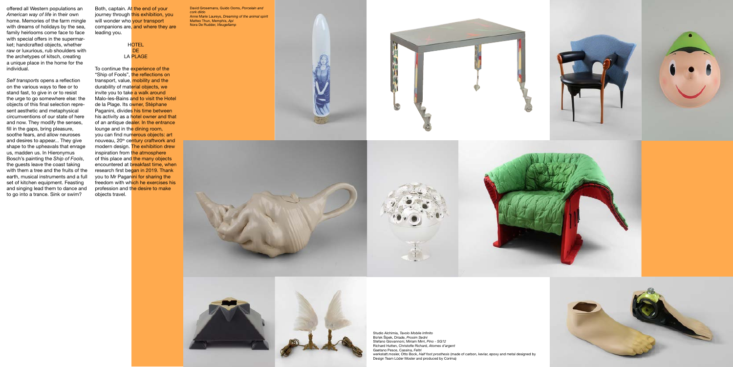offered all Western populations an *American way of life* in their own home. Memories of the farm mingle with dreams of holidays by the sea, family heirlooms come face to face with special offers in the supermarket; handcrafted objects, whether raw or luxurious, rub shoulders with the archetypes of kitsch, creating a unique place in the home for the individual.

*Self transports* opens a reflection on the various ways to flee or to stand fast, to give in or to resist the urge to go somewhere else: the objects of this final selection represent aesthetic and metaphysical circumventions of our state of here and now. They modify the senses, fill in the gaps, bring pleasure, soothe fears, and allow neuroses and desires to appear... They give shape to the upheavals that enrage us, madden us. In Hieronymus Bosch's painting the *Ship of Fools*, the guests leave the coast taking with them a tree and the fruits of the earth, musical instruments and a full set of kitchen equipment. Feasting and singing lead them to dance and to go into a trance. Sink or swim?

Both, captain. At the end of your journey through this exhibition, you will wonder who your transport companions are, and where they are leading you.

## HOTEL DE LA PLAGE

To continue the experience of the "Ship of Fools", the reflections on transport, value, mobility and the durability of material objects, we invite you to take a walk around Malo-les-Bains and to visit the Hotel de la Plage. Its owner, Stéphane Paganini, divides his time between his activity as a hotel owner and that of an antique dealer. In the entrance lounge and in the dining room, you can find numerous objects: art nouveau, 20th century craftwork and modern design. The exhibition drew inspiration from the atmosphere of this place and the many objects encountered at breakfast time, when research first began in 2019. Thank you to Mr Paganini for sharing the freedom with which he exercises his profession and the desire to make objects travel.

David Grosemans, Guido Ooms, *Porcelain and cork dildo*
Anne Marie Laureys, *Dreaming of the animal spirit*
Matteo Thun, Memphis, *Api*
Nora De Rudder, *Vleugellamp*

Studio Alchimia, *Tavolo Mobile Infinito*
Bořek Šípek, Driade, *Prosim Sedni*
Stefano Giovannoni, Miriam Mirri, *Pino - SG12*
Richard Hutten, Christofle Richard, *Atomes d'argent*
Gaetano Pesce, Cassina, *Feltri*
werkstatt.mosler, Otto Bock, *Half foot prosthesis* (made of carbon, kevlar, epoxy and metal designed by Design Team Lüder Mosler and produced by Corima)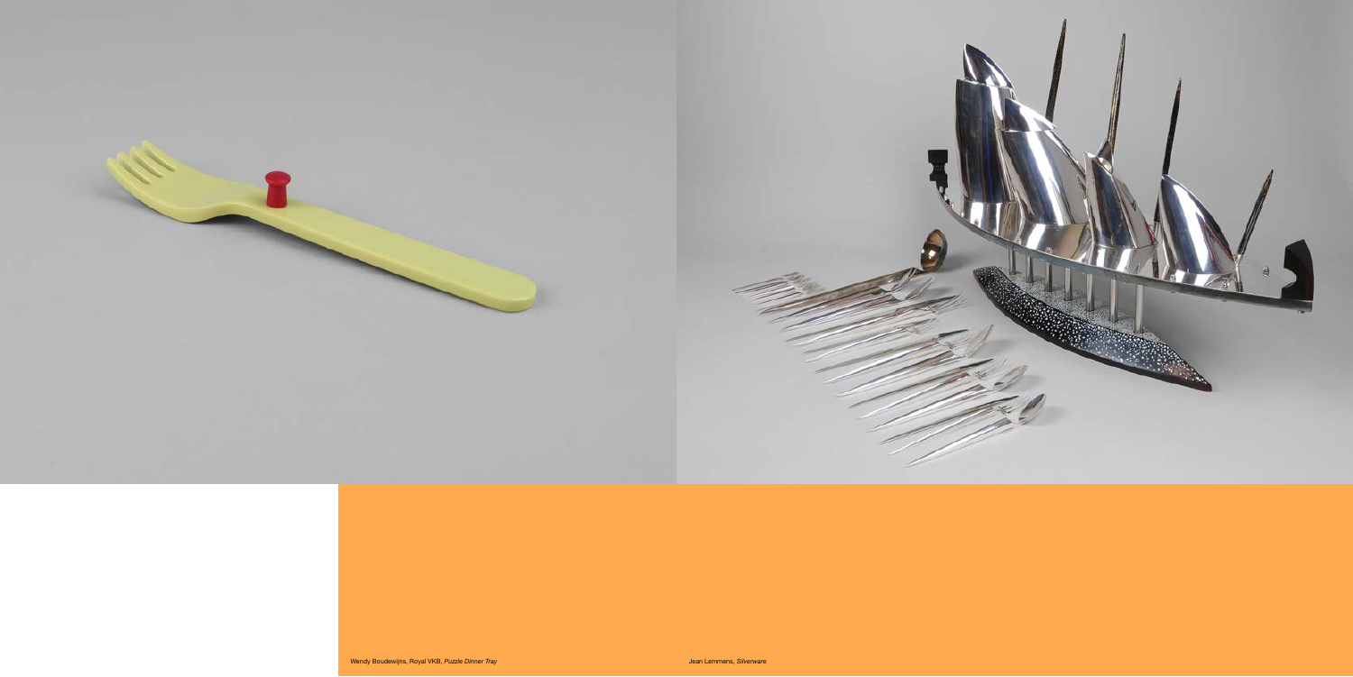Wendy Boudewijns, Royal VKB, *Puzzle Dinner Tray*

Jean Lemmens, *Silverware*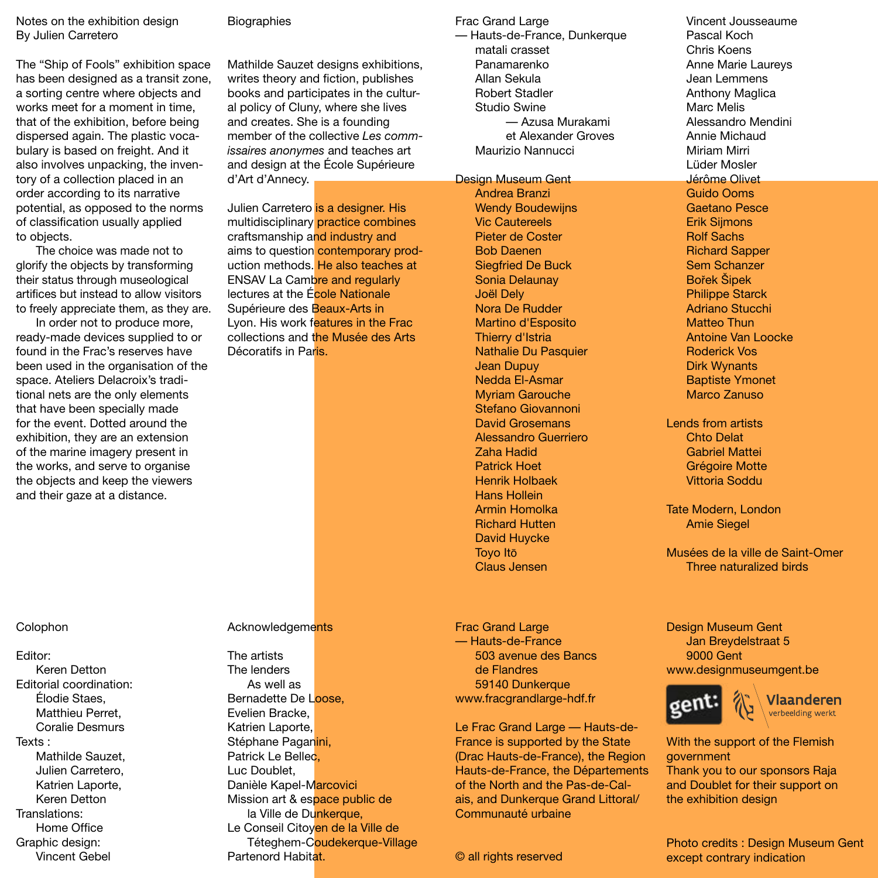## Notes on the exhibition design
By Julien Carretero

The "Ship of Fools" exhibition space has been designed as a transit zone, a sorting centre where objects and works meet for a moment in time, that of the exhibition, before being dispersed again. The plastic vocabulary is based on freight. And it also involves unpacking, the inventory of a collection placed in an order according to its narrative potential, as opposed to the norms of classification usually applied to objects.

The choice was made not to glorify the objects by transforming their status through museological artifices but instead to allow visitors to freely appreciate them, as they are.

In order not to produce more, ready-made devices supplied to or found in the Frac's reserves have been used in the organisation of the space. Ateliers Delacroix's traditional nets are the only elements that have been specially made for the event. Dotted around the exhibition, they are an extension of the marine imagery present in the works, and serve to organise the objects and keep the viewers and their gaze at a distance.

## Biographies

Mathilde Sauzet designs exhibitions, writes theory and fiction, publishes books and participates in the cultural policy of Cluny, where she lives and creates. She is a founding member of the collective *Les commissaires anonymes* and teaches art and design at the École Supérieure d'Art d'Annecy.

Julien Carretero is a designer. His multidisciplinary practice combines craftsmanship and industry and aims to question contemporary production methods. He also teaches at ENSAV La Cambre and regularly lectures at the École Nationale Supérieure des Beaux-Arts in Lyon. His work features in the Frac collections and the Musée des Arts Décoratifs in Paris.

Frac Grand Large
— Hauts-de-France, Dunkerque
- matali crasset
- Panamarenko
- Allan Sekula
- Robert Stadler
- Studio Swine
  - — Azusa Murakami et Alexander Groves
- Maurizio Nannucci

Design Museum Gent
- Andrea Branzi
- Wendy Boudewijns
- Vic Cautereels
- Pieter de Coster
- Bob Daenen
- Siegfried De Buck
- Sonia Delaunay
- Joël Dely
- Nora De Rudder
- Martino d'Esposito
- Thierry d'Istria
- Nathalie Du Pasquier
- Jean Dupuy
- Nedda El-Asmar
- Myriam Garouche
- Stefano Giovannoni
- David Grosemans
- Alessandro Guerriero
- Zaha Hadid
- Patrick Hoet
- Henrik Holbaek
- Hans Hollein
- Armin Homolka
- Richard Hutten
- David Huycke
- Toyo Itō
- Claus Jensen
- Vincent Jousseaume
- Pascal Koch
- Chris Koens
- Anne Marie Laureys
- Jean Lemmens
- Anthony Maglica
- Marc Melis
- Alessandro Mendini
- Annie Michaud
- Miriam Mirri
- Lüder Mosler
- Jérôme Olivet
- Guido Ooms
- Gaetano Pesce
- Erik Sijmons
- Rolf Sachs
- Richard Sapper
- Sem Schanzer
- Bořek Šipek
- Philippe Starck
- Adriano Stucchi
- Matteo Thun
- Antoine Van Loocke
- Roderick Vos
- Dirk Wynants
- Baptiste Ymonet
- Marco Zanuso

Lends from artists
- Chto Delat
- Gabriel Mattei
- Grégoire Motte
- Vittoria Soddu

Tate Modern, London
- Amie Siegel

Musées de la ville de Saint-Omer
- Three naturalized birds

## Colophon

Editor:
- Keren Detton

Editorial coordination:
- Élodie Staes,
- Matthieu Perret,
- Coralie Desmurs

Texts :
- Mathilde Sauzet,
- Julien Carretero,
- Katrien Laporte,
- Keren Detton

Translations:
- Home Office

Graphic design:
- Vincent Gebel

## Acknowledgements

The artists
The lenders
As well as
Bernadette De Loose,
Evelien Bracke,
Katrien Laporte,
Stéphane Paganini,
Patrick Le Bellec,
Luc Doublet,
Danièle Kapel-Marcovici
Mission art & espace public de la Ville de Dunkerque,
Le Conseil Citoyen de la Ville de Téteghem-Coudekerque-Village
Partenord Habitat.

Frac Grand Large
— Hauts-de-France
503 avenue des Bancs de Flandres
59140 Dunkerque
www.fracgrandlarge-hdf.fr

Le Frac Grand Large — Hauts-de-France is supported by the State (Drac Hauts-de-France), the Region Hauts-de-France, the Départements of the North and the Pas-de-Calais, and Dunkerque Grand Littoral/ Communauté urbaine

© all rights reserved

Design Museum Gent
Jan Breydelstraat 5
9000 Gent
www.designmuseumgent.be

gent: Vlaanderen verbeelding werkt

With the support of the Flemish government
Thank you to our sponsors Raja and Doublet for their support on the exhibition design

Photo credits : Design Museum Gent except contrary indication